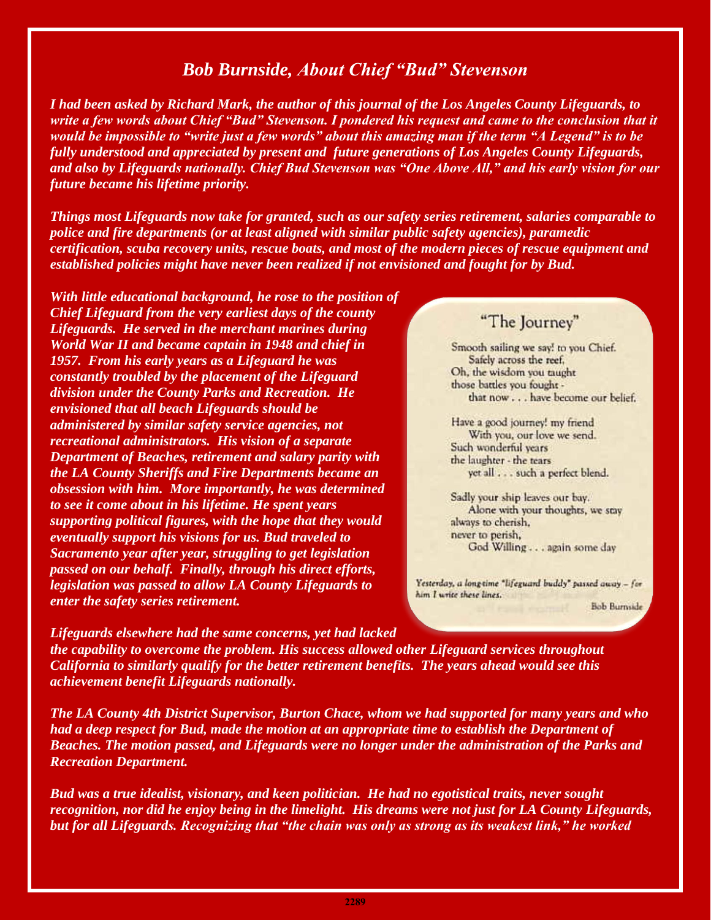# *Bob Burnside, About Chief "Bud" Stevenson*

***I had been asked by Richard Mark, the author of this journal of the Los Angeles County Lifeguards, to write a few words about Chief "Bud" Stevenson. I pondered his request and came to the conclusion that it would be impossible to "write just a few words" about this amazing man if the term "A Legend" is to be fully understood and appreciated by present and future generations of Los Angeles County Lifeguards, and also by Lifeguards nationally. Chief Bud Stevenson was "One Above All," and his early vision for our future became his lifetime priority.***

***Things most Lifeguards now take for granted, such as our safety series retirement, salaries comparable to police and fire departments (or at least aligned with similar public safety agencies), paramedic certification, scuba recovery units, rescue boats, and most of the modern pieces of rescue equipment and established policies might have never been realized if not envisioned and fought for by Bud.***

***With little educational background, he rose to the position of Chief Lifeguard from the very earliest days of the county Lifeguards. He served in the merchant marines during World War II and became captain in 1948 and chief in 1957. From his early years as a Lifeguard he was constantly troubled by the placement of the Lifeguard division under the County Parks and Recreation. He envisioned that all beach Lifeguards should be administered by similar safety service agencies, not recreational administrators. His vision of a separate Department of Beaches, retirement and salary parity with the LA County Sheriffs and Fire Departments became an obsession with him. More importantly, he was determined to see it come about in his lifetime. He spent years supporting political figures, with the hope that they would eventually support his visions for us. Bud traveled to Sacramento year after year, struggling to get legislation passed on our behalf. Finally, through his direct efforts, legislation was passed to allow LA County Lifeguards to enter the safety series retirement.***

## "The Journey"

Smooth sailing we say! to you Chief.
Safely across the reef,
Oh, the wisdom you taught
those battles you fought -
that now . . . have become our belief.

Have a good journey! my friend
With you, our love we send.
Such wonderful years
the laughter - the tears
yet all . . . such a perfect blend.

Sadly your ship leaves our bay.
Alone with your thoughts, we stay
always to cherish,
never to perish,
God Willing . . . again some day

*Yesterday, a long-time "lifeguard buddy" passed away – for him I write these lines.*

Bob Burnside

***Lifeguards elsewhere had the same concerns, yet had lacked the capability to overcome the problem. His success allowed other Lifeguard services throughout California to similarly qualify for the better retirement benefits. The years ahead would see this achievement benefit Lifeguards nationally.***

***The LA County 4th District Supervisor, Burton Chace, whom we had supported for many years and who had a deep respect for Bud, made the motion at an appropriate time to establish the Department of Beaches. The motion passed, and Lifeguards were no longer under the administration of the Parks and Recreation Department.***

***Bud was a true idealist, visionary, and keen politician. He had no egotistical traits, never sought recognition, nor did he enjoy being in the limelight. His dreams were not just for LA County Lifeguards, but for all Lifeguards. Recognizing that "the chain was only as strong as its weakest link," he worked***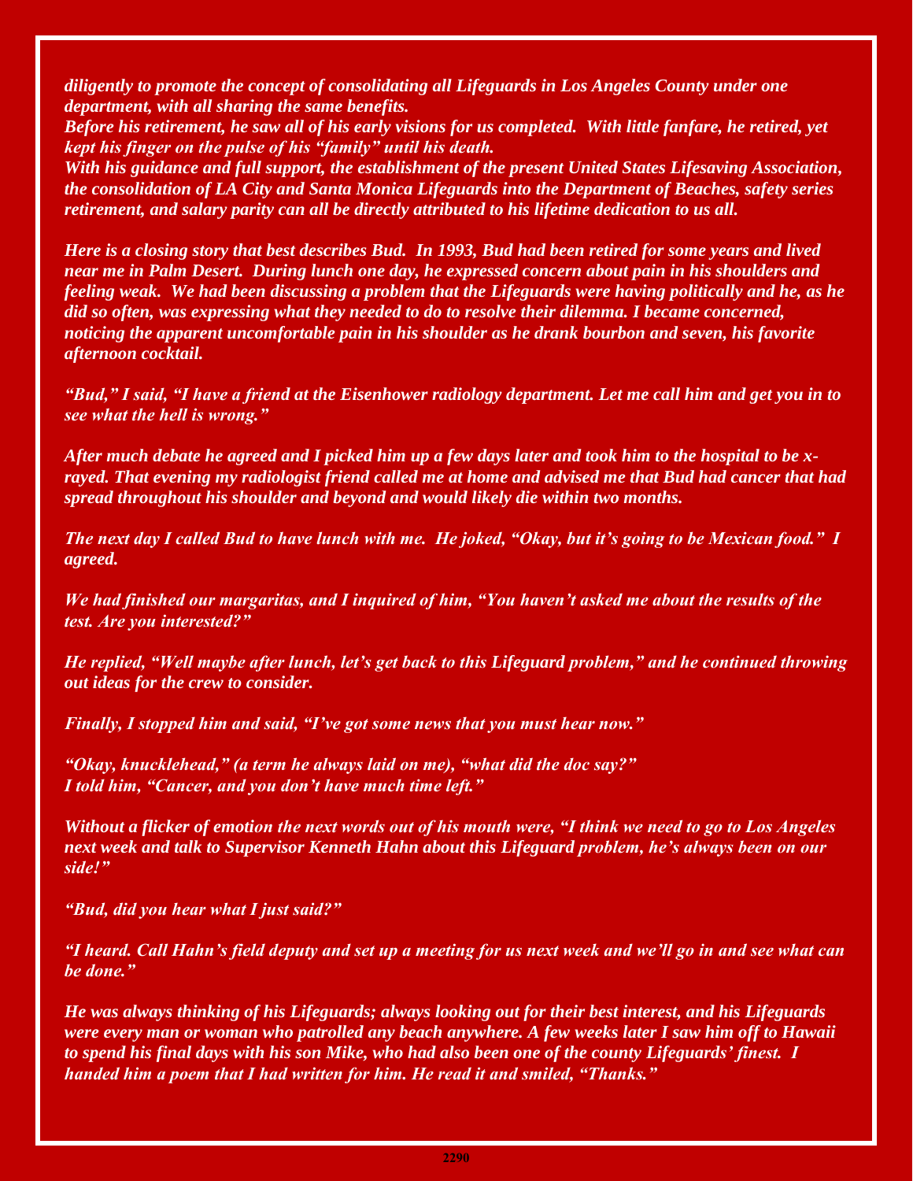*diligently to promote the concept of consolidating all Lifeguards in Los Angeles County under one department, with all sharing the same benefits.*
*Before his retirement, he saw all of his early visions for us completed. With little fanfare, he retired, yet kept his finger on the pulse of his "family" until his death.*
*With his guidance and full support, the establishment of the present United States Lifesaving Association, the consolidation of LA City and Santa Monica Lifeguards into the Department of Beaches, safety series retirement, and salary parity can all be directly attributed to his lifetime dedication to us all.*

*Here is a closing story that best describes Bud. In 1993, Bud had been retired for some years and lived near me in Palm Desert. During lunch one day, he expressed concern about pain in his shoulders and feeling weak. We had been discussing a problem that the Lifeguards were having politically and he, as he did so often, was expressing what they needed to do to resolve their dilemma. I became concerned, noticing the apparent uncomfortable pain in his shoulder as he drank bourbon and seven, his favorite afternoon cocktail.*

*"Bud," I said, "I have a friend at the Eisenhower radiology department. Let me call him and get you in to see what the hell is wrong."*

*After much debate he agreed and I picked him up a few days later and took him to the hospital to be x-rayed. That evening my radiologist friend called me at home and advised me that Bud had cancer that had spread throughout his shoulder and beyond and would likely die within two months.*

*The next day I called Bud to have lunch with me. He joked, "Okay, but it's going to be Mexican food." I agreed.*

*We had finished our margaritas, and I inquired of him, "You haven't asked me about the results of the test. Are you interested?"*

*He replied, "Well maybe after lunch, let's get back to this Lifeguard problem," and he continued throwing out ideas for the crew to consider.*

*Finally, I stopped him and said, "I've got some news that you must hear now."*

*"Okay, knucklehead," (a term he always laid on me), "what did the doc say?"*
*I told him, "Cancer, and you don't have much time left."*

*Without a flicker of emotion the next words out of his mouth were, "I think we need to go to Los Angeles next week and talk to Supervisor Kenneth Hahn about this Lifeguard problem, he's always been on our side!"*

*"Bud, did you hear what I just said?"*

*"I heard. Call Hahn's field deputy and set up a meeting for us next week and we'll go in and see what can be done."*

*He was always thinking of his Lifeguards; always looking out for their best interest, and his Lifeguards were every man or woman who patrolled any beach anywhere. A few weeks later I saw him off to Hawaii to spend his final days with his son Mike, who had also been one of the county Lifeguards' finest. I handed him a poem that I had written for him. He read it and smiled, "Thanks."*